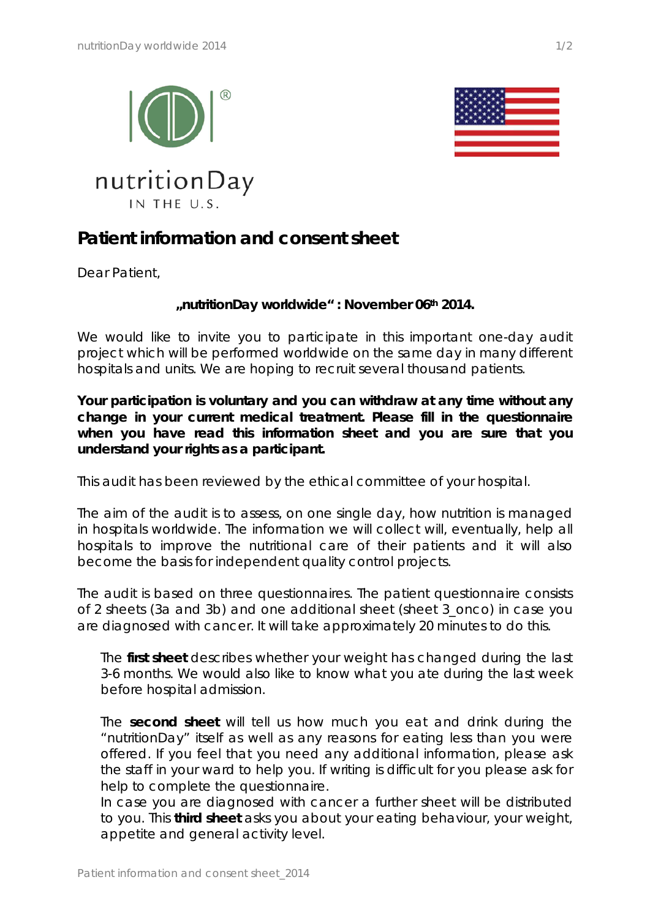nutritionDay
IN THE U.S.

# Patient information and consent sheet

Dear Patient,

**„nutritionDay worldwide“ : November 06th 2014.**

We would like to invite you to participate in this important one-day audit project which will be performed worldwide on the same day in many different hospitals and units. We are hoping to recruit several thousand patients.

**Your participation is voluntary and you can withdraw at any time without any change in your current medical treatment. Please fill in the questionnaire when you have read this information sheet and you are sure that you understand your rights as a participant.**

This audit has been reviewed by the ethical committee of your hospital.

The aim of the audit is to assess, on one single day, how nutrition is managed in hospitals worldwide. The information we will collect will, eventually, help all hospitals to improve the nutritional care of their patients and it will also become the basis for independent quality control projects.

The audit is based on three questionnaires. The patient questionnaire consists of 2 sheets (3a and 3b) and one additional sheet (sheet 3_onco) in case you are diagnosed with cancer. It will take approximately 20 minutes to do this.

The **first sheet** describes whether your weight has changed during the last 3-6 months. We would also like to know what you ate during the last week before hospital admission.

The **second sheet** will tell us how much you eat and drink during the “nutritionDay” itself as well as any reasons for eating less than you were offered. If you feel that you need any additional information, please ask the staff in your ward to help you. If writing is difficult for you please ask for help to complete the questionnaire.
In case you are diagnosed with cancer a further sheet will be distributed to you. This **third sheet** asks you about your eating behaviour, your weight, appetite and general activity level.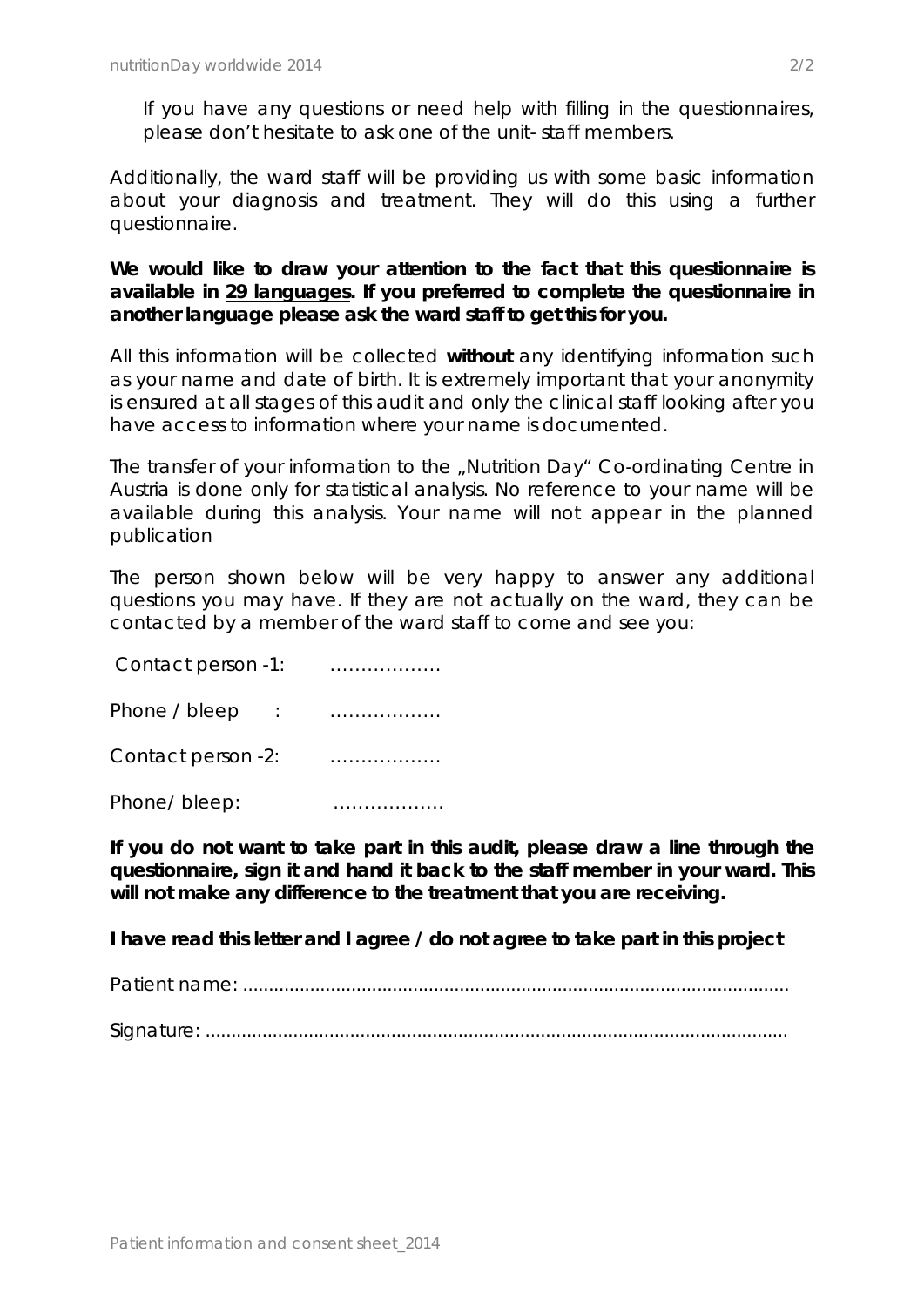If you have any questions or need help with filling in the questionnaires, please don't hesitate to ask one of the unit- staff members.

Additionally, the ward staff will be providing us with some basic information about your diagnosis and treatment. They will do this using a further questionnaire.

**We would like to draw your attention to the fact that this questionnaire is available in 29 languages. If you preferred to complete the questionnaire in another language please ask the ward staff to get this for you.**

All this information will be collected **without** any identifying information such as your name and date of birth. It is extremely important that your anonymity is ensured at all stages of this audit and only the clinical staff looking after you have access to information where your name is documented.

The transfer of your information to the „Nutrition Day" Co-ordinating Centre in Austria is done only for statistical analysis. No reference to your name will be available during this analysis. Your name will not appear in the planned publication

The person shown below will be very happy to answer any additional questions you may have. If they are not actually on the ward, they can be contacted by a member of the ward staff to come and see you:

Contact person -1: ………………

Phone / bleep : ………………

Contact person -2: ………………

Phone/ bleep: ………………

**If you do not want to take part in this audit, please draw a line through the questionnaire, sign it and hand it back to the staff member in your ward. This will not make any difference to the treatment that you are receiving.**

**I have read this letter and I agree / do not agree to take part in this project**

Patient name: .........................................................................................................

Signature: ...............................................................................................................